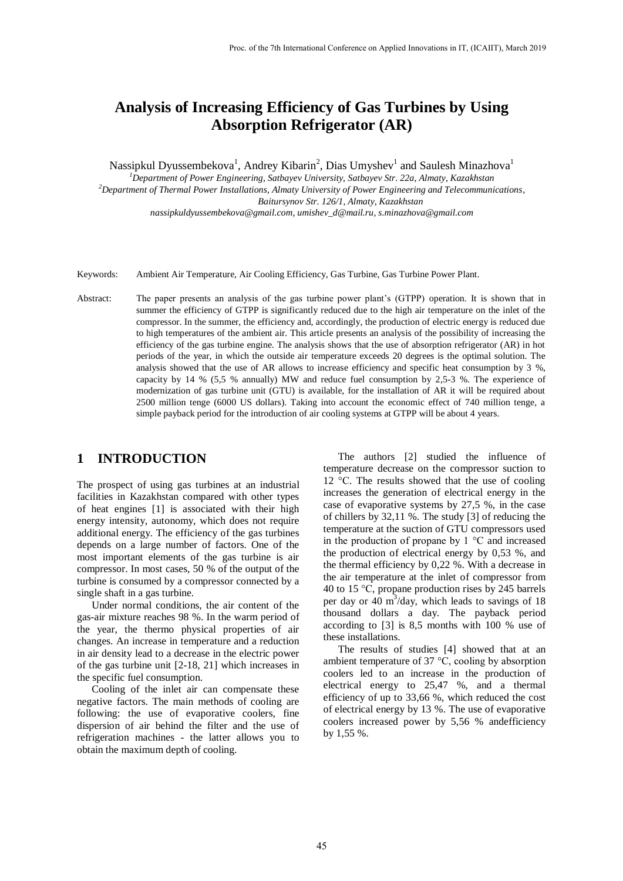# Analysis of Increasing Efficiency of Gas Turbines by Using Absorption Refrigerator (AR)

Nassipkul Dyussembekova[1], Andrey Kibarin[2], Dias Umyshev[1] and Saulesh Minazhova[1]

[1]*Department of Power Engineering, Satbayev University, Satbayev Str. 22a, Almaty, Kazakhstan*

[2]*Department of Thermal Power Installations, Almaty University of Power Engineering and Telecommunications, Baitursynov Str. 126/1, Almaty, Kazakhstan*

*nassipkuldyussembekova@gmail.com, umishev_d@mail.ru, s.minazhova@gmail.com*

Keywords: Ambient Air Temperature, Air Cooling Efficiency, Gas Turbine, Gas Turbine Power Plant.

Abstract: The paper presents an analysis of the gas turbine power plant's (GTPP) operation. It is shown that in summer the efficiency of GTPP is significantly reduced due to the high air temperature on the inlet of the compressor. In the summer, the efficiency and, accordingly, the production of electric energy is reduced due to high temperatures of the ambient air. This article presents an analysis of the possibility of increasing the efficiency of the gas turbine engine. The analysis shows that the use of absorption refrigerator (AR) in hot periods of the year, in which the outside air temperature exceeds 20 degrees is the optimal solution. The analysis showed that the use of AR allows to increase efficiency and specific heat consumption by 3 %, capacity by 14 % (5,5 % annually) MW and reduce fuel consumption by 2,5-3 %. The experience of modernization of gas turbine unit (GTU) is available, for the installation of AR it will be required about 2500 million tenge (6000 US dollars). Taking into account the economic effect of 740 million tenge, a simple payback period for the introduction of air cooling systems at GTPP will be about 4 years.

## 1 INTRODUCTION

The prospect of using gas turbines at an industrial facilities in Kazakhstan compared with other types of heat engines [1] is associated with their high energy intensity, autonomy, which does not require additional energy. The efficiency of the gas turbines depends on a large number of factors. One of the most important elements of the gas turbine is air compressor. In most cases, 50 % of the output of the turbine is consumed by a compressor connected by a single shaft in a gas turbine.

Under normal conditions, the air content of the gas-air mixture reaches 98 %. In the warm period of the year, the thermo physical properties of air changes. An increase in temperature and a reduction in air density lead to a decrease in the electric power of the gas turbine unit [2-18, 21] which increases in the specific fuel consumption.

Cooling of the inlet air can compensate these negative factors. The main methods of cooling are following: the use of evaporative coolers, fine dispersion of air behind the filter and the use of refrigeration machines - the latter allows you to obtain the maximum depth of cooling.

The authors [2] studied the influence of temperature decrease on the compressor suction to 12 °C. The results showed that the use of cooling increases the generation of electrical energy in the case of evaporative systems by 27,5 %, in the case of chillers by 32,11 %. The study [3] of reducing the temperature at the suction of GTU compressors used in the production of propane by 1 °C and increased the production of electrical energy by 0,53 %, and the thermal efficiency by 0,22 %. With a decrease in the air temperature at the inlet of compressor from 40 to 15 °C, propane production rises by 245 barrels per day or 40 $m^3$/day, which leads to savings of 18 thousand dollars a day. The payback period according to [3] is 8,5 months with 100 % use of these installations.

The results of studies [4] showed that at an ambient temperature of 37 °C, cooling by absorption coolers led to an increase in the production of electrical energy to 25,47 %, and a thermal efficiency of up to 33,66 %, which reduced the cost of electrical energy by 13 %. The use of evaporative coolers increased power by 5,56 % andefficiency by 1,55 %.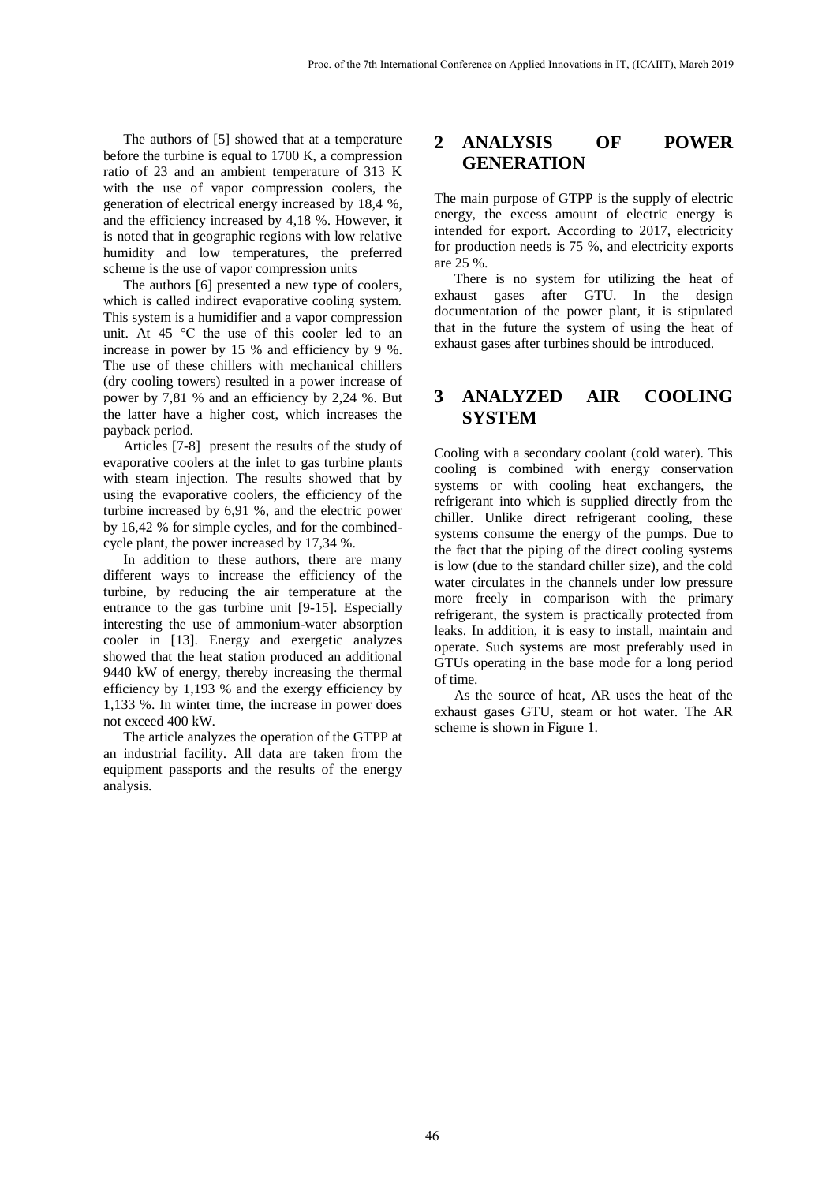The authors of [5] showed that at a temperature before the turbine is equal to 1700 K, a compression ratio of 23 and an ambient temperature of 313 K with the use of vapor compression coolers, the generation of electrical energy increased by 18,4 %, and the efficiency increased by 4,18 %. However, it is noted that in geographic regions with low relative humidity and low temperatures, the preferred scheme is the use of vapor compression units

The authors [6] presented a new type of coolers, which is called indirect evaporative cooling system. This system is a humidifier and a vapor compression unit. At 45 °C the use of this cooler led to an increase in power by 15 % and efficiency by 9 %. The use of these chillers with mechanical chillers (dry cooling towers) resulted in a power increase of power by 7,81 % and an efficiency by 2,24 %. But the latter have a higher cost, which increases the payback period.

Articles [7-8] present the results of the study of evaporative coolers at the inlet to gas turbine plants with steam injection. The results showed that by using the evaporative coolers, the efficiency of the turbine increased by 6,91 %, and the electric power by 16,42 % for simple cycles, and for the combined-cycle plant, the power increased by 17,34 %.

In addition to these authors, there are many different ways to increase the efficiency of the turbine, by reducing the air temperature at the entrance to the gas turbine unit [9-15]. Especially interesting the use of ammonium-water absorption cooler in [13]. Energy and exergetic analyzes showed that the heat station produced an additional 9440 kW of energy, thereby increasing the thermal efficiency by 1,193 % and the exergy efficiency by 1,133 %. In winter time, the increase in power does not exceed 400 kW.

The article analyzes the operation of the GTPP at an industrial facility. All data are taken from the equipment passports and the results of the energy analysis.

## 2 ANALYSIS OF POWER GENERATION

The main purpose of GTPP is the supply of electric energy, the excess amount of electric energy is intended for export. According to 2017, electricity for production needs is 75 %, and electricity exports are 25 %.

There is no system for utilizing the heat of exhaust gases after GTU. In the design documentation of the power plant, it is stipulated that in the future the system of using the heat of exhaust gases after turbines should be introduced.

## 3 ANALYZED AIR COOLING SYSTEM

Cooling with a secondary coolant (cold water). This cooling is combined with energy conservation systems or with cooling heat exchangers, the refrigerant into which is supplied directly from the chiller. Unlike direct refrigerant cooling, these systems consume the energy of the pumps. Due to the fact that the piping of the direct cooling systems is low (due to the standard chiller size), and the cold water circulates in the channels under low pressure more freely in comparison with the primary refrigerant, the system is practically protected from leaks. In addition, it is easy to install, maintain and operate. Such systems are most preferably used in GTUs operating in the base mode for a long period of time.

As the source of heat, AR uses the heat of the exhaust gases GTU, steam or hot water. The AR scheme is shown in Figure 1.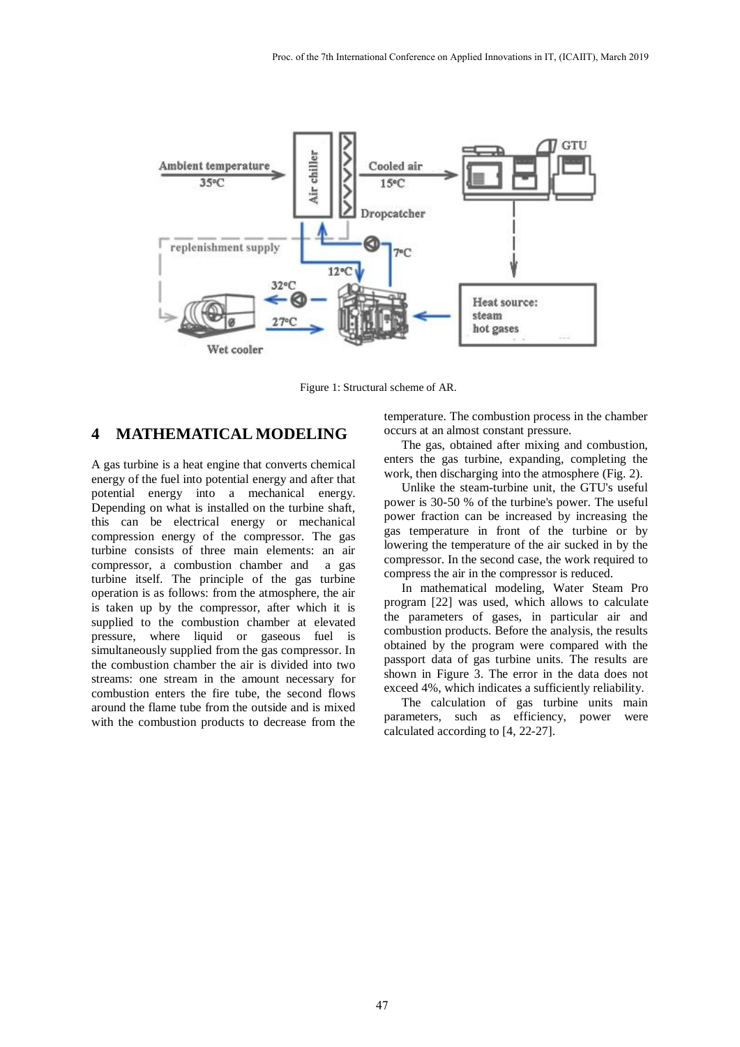Figure 1: Structural scheme of AR.

## 4 MATHEMATICAL MODELING

A gas turbine is a heat engine that converts chemical energy of the fuel into potential energy and after that potential energy into a mechanical energy. Depending on what is installed on the turbine shaft, this can be electrical energy or mechanical compression energy of the compressor. The gas turbine consists of three main elements: an air compressor, a combustion chamber and a gas turbine itself. The principle of the gas turbine operation is as follows: from the atmosphere, the air is taken up by the compressor, after which it is supplied to the combustion chamber at elevated pressure, where liquid or gaseous fuel is simultaneously supplied from the gas compressor. In the combustion chamber the air is divided into two streams: one stream in the amount necessary for combustion enters the fire tube, the second flows around the flame tube from the outside and is mixed with the combustion products to decrease from the temperature. The combustion process in the chamber occurs at an almost constant pressure.

The gas, obtained after mixing and combustion, enters the gas turbine, expanding, completing the work, then discharging into the atmosphere (Fig. 2).

Unlike the steam-turbine unit, the GTU's useful power is 30-50 % of the turbine's power. The useful power fraction can be increased by increasing the gas temperature in front of the turbine or by lowering the temperature of the air sucked in by the compressor. In the second case, the work required to compress the air in the compressor is reduced.

In mathematical modeling, Water Steam Pro program [22] was used, which allows to calculate the parameters of gases, in particular air and combustion products. Before the analysis, the results obtained by the program were compared with the passport data of gas turbine units. The results are shown in Figure 3. The error in the data does not exceed 4%, which indicates a sufficiently reliability.

The calculation of gas turbine units main parameters, such as efficiency, power were calculated according to [4, 22-27].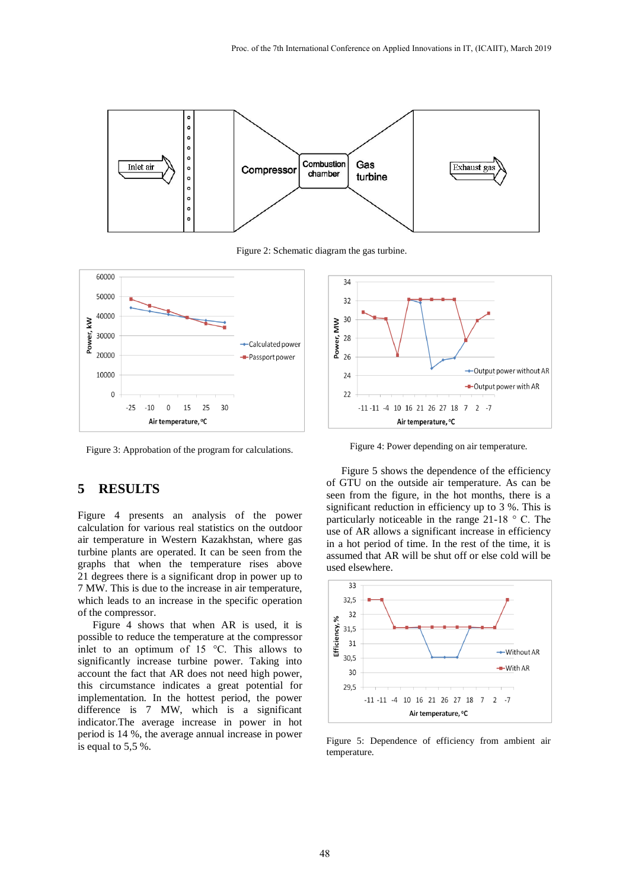Figure 2: Schematic diagram the gas turbine.

Figure 3: Approbation of the program for calculations.

Figure 4: Power depending on air temperature.

## 5 RESULTS

Figure 4 presents an analysis of the power calculation for various real statistics on the outdoor air temperature in Western Kazakhstan, where gas turbine plants are operated. It can be seen from the graphs that when the temperature rises above 21 degrees there is a significant drop in power up to 7 MW. This is due to the increase in air temperature, which leads to an increase in the specific operation of the compressor.

Figure 4 shows that when AR is used, it is possible to reduce the temperature at the compressor inlet to an optimum of 15 °C. This allows to significantly increase turbine power. Taking into account the fact that AR does not need high power, this circumstance indicates a great potential for implementation. In the hottest period, the power difference is 7 MW, which is a significant indicator.The average increase in power in hot period is 14 %, the average annual increase in power is equal to 5,5 %.

Figure 5 shows the dependence of the efficiency of GTU on the outside air temperature. As can be seen from the figure, in the hot months, there is a significant reduction in efficiency up to 3 %. This is particularly noticeable in the range 21-18 ° C. The use of AR allows a significant increase in efficiency in a hot period of time. In the rest of the time, it is assumed that AR will be shut off or else cold will be used elsewhere.

Figure 5: Dependence of efficiency from ambient air temperature.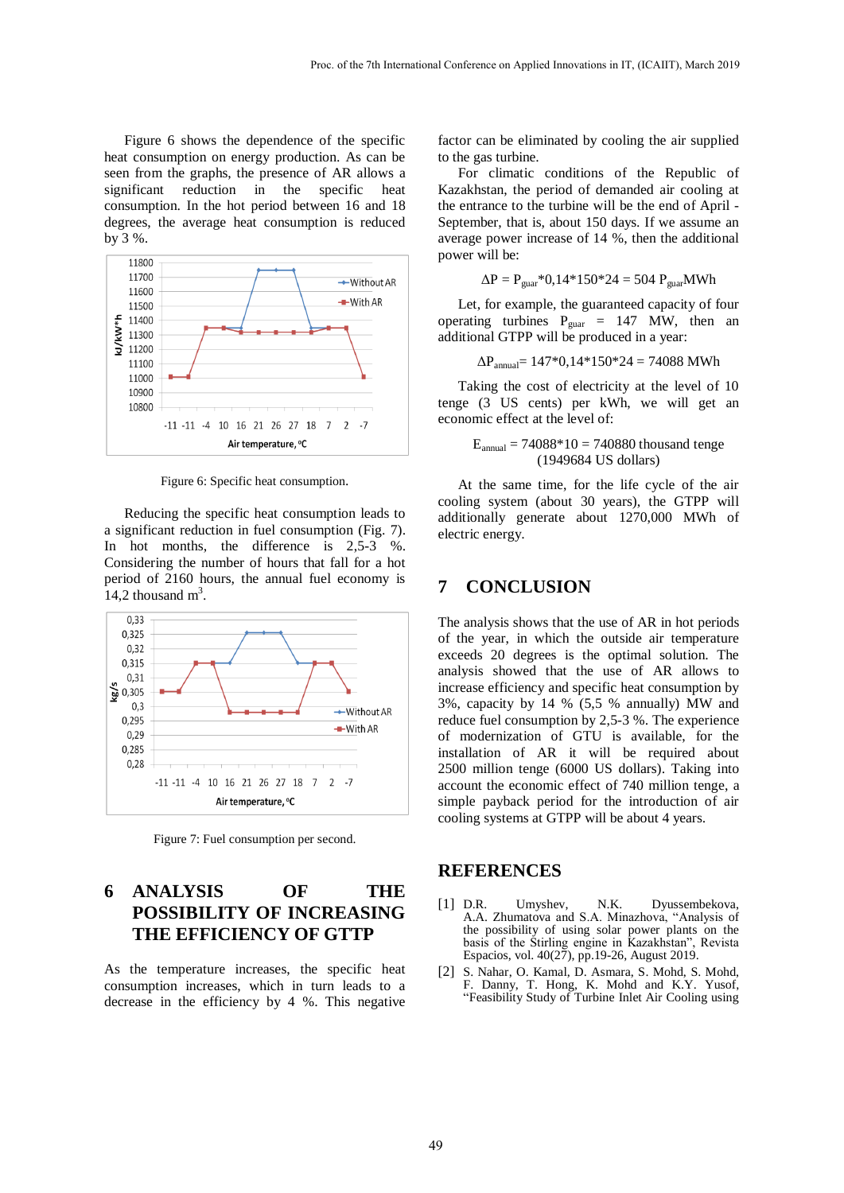Figure 6 shows the dependence of the specific heat consumption on energy production. As can be seen from the graphs, the presence of AR allows a significant reduction in the specific heat consumption. In the hot period between 16 and 18 degrees, the average heat consumption is reduced by 3 %.

Figure 6: Specific heat consumption.

Reducing the specific heat consumption leads to a significant reduction in fuel consumption (Fig. 7). In hot months, the difference is 2,5-3 %. Considering the number of hours that fall for a hot period of 2160 hours, the annual fuel economy is 14,2 thousand $m^3$.

Figure 7: Fuel consumption per second.

## 6 ANALYSIS OF THE POSSIBILITY OF INCREASING THE EFFICIENCY OF GTTP

As the temperature increases, the specific heat consumption increases, which in turn leads to a decrease in the efficiency by 4 %. This negative factor can be eliminated by cooling the air supplied to the gas turbine.

For climatic conditions of the Republic of Kazakhstan, the period of demanded air cooling at the entrance to the turbine will be the end of April - September, that is, about 150 days. If we assume an average power increase of 14 %, then the additional power will be:

$$\Delta P = P_{guar}*0{,}14*150*24 = 504\ P_{guar}MWh$$

Let, for example, the guaranteed capacity of four operating turbines $P_{guar}$ = 147 MW, then an additional GTPP will be produced in a year:

$$\Delta P_{annual} = 147*0{,}14*150*24 = 74088\ MWh$$

Taking the cost of electricity at the level of 10 tenge (3 US cents) per kWh, we will get an economic effect at the level of:

$$E_{annual} = 74088*10 = 740880\ \text{thousand tenge}$$
(1949684 US dollars)

At the same time, for the life cycle of the air cooling system (about 30 years), the GTPP will additionally generate about 1270,000 MWh of electric energy.

## 7 CONCLUSION

The analysis shows that the use of AR in hot periods of the year, in which the outside air temperature exceeds 20 degrees is the optimal solution. The analysis showed that the use of AR allows to increase efficiency and specific heat consumption by 3%, capacity by 14 % (5,5 % annually) MW and reduce fuel consumption by 2,5-3 %. The experience of modernization of GTU is available, for the installation of AR it will be required about 2500 million tenge (6000 US dollars). Taking into account the economic effect of 740 million tenge, a simple payback period for the introduction of air cooling systems at GTPP will be about 4 years.

## REFERENCES

[1] D.R. Umyshev, N.K. Dyussembekova, A.A. Zhumatova and S.A. Minazhova, "Analysis of the possibility of using solar power plants on the basis of the Stirling engine in Kazakhstan", Revista Espacios, vol. 40(27), pp.19-26, August 2019.

[2] S. Nahar, O. Kamal, D. Asmara, S. Mohd, S. Mohd, F. Danny, T. Hong, K. Mohd and K.Y. Yusof, "Feasibility Study of Turbine Inlet Air Cooling using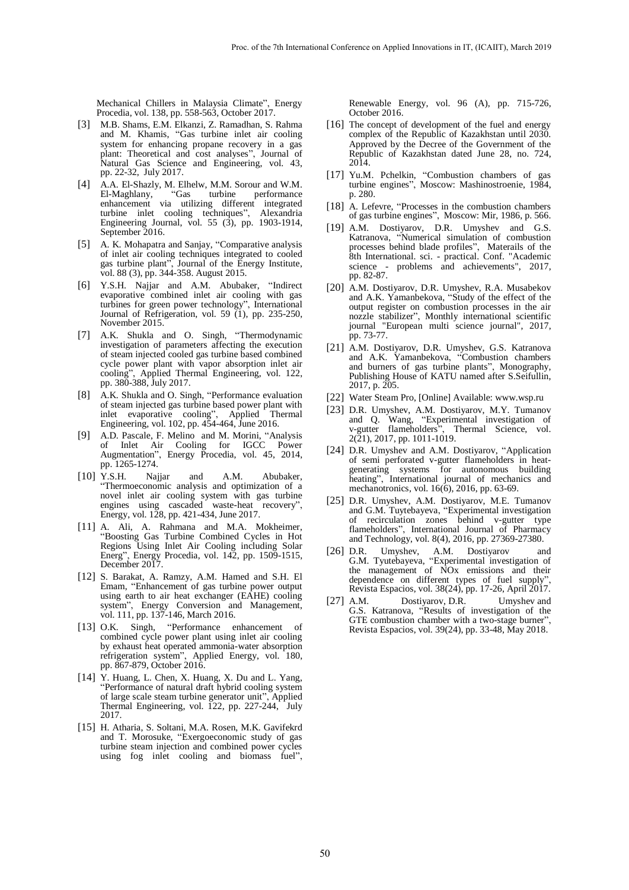Mechanical Chillers in Malaysia Climate", Energy Procedia, vol. 138, pp. 558-563, October 2017.

[3] M.B. Shams, E.M. Elkanzi, Z. Ramadhan, S. Rahma and M. Khamis, "Gas turbine inlet air cooling system for enhancing propane recovery in a gas plant: Theoretical and cost analyses", Journal of Natural Gas Science and Engineering, vol. 43, pp. 22-32, July 2017.

[4] A.A. El-Shazly, M. Elhelw, M.M. Sorour and W.M. El-Maghlany, "Gas turbine performance enhancement via utilizing different integrated turbine inlet cooling techniques", Alexandria Engineering Journal, vol. 55 (3), pp. 1903-1914, September 2016.

[5] A. K. Mohapatra and Sanjay, "Comparative analysis of inlet air cooling techniques integrated to cooled gas turbine plant", Journal of the Energy Institute, vol. 88 (3), pp. 344-358. August 2015.

[6] Y.S.H. Najjar and A.M. Abubaker, "Indirect evaporative combined inlet air cooling with gas turbines for green power technology", International Journal of Refrigeration, vol. 59 (1), pp. 235-250, November 2015.

[7] A.K. Shukla and O. Singh, "Thermodynamic investigation of parameters affecting the execution of steam injected cooled gas turbine based combined cycle power plant with vapor absorption inlet air cooling", Applied Thermal Engineering, vol. 122, pp. 380-388, July 2017.

[8] A.K. Shukla and O. Singh, "Performance evaluation of steam injected gas turbine based power plant with inlet evaporative cooling", Applied Thermal Engineering, vol. 102, pp. 454-464, June 2016.

[9] A.D. Pascale, F. Melino and M. Morini, "Analysis of Inlet Air Cooling for IGCC Power Augmentation", Energy Procedia, vol. 45, 2014, pp. 1265-1274.

[10] Y.S.H. Najjar and A.M. Abubaker, "Thermoeconomic analysis and optimization of a novel inlet air cooling system with gas turbine engines using cascaded waste-heat recovery", Energy, vol. 128, pp. 421-434, June 2017.

[11] A. Ali, A. Rahmana and M.A. Mokheimer, "Boosting Gas Turbine Combined Cycles in Hot Regions Using Inlet Air Cooling including Solar Energ", Energy Procedia, vol. 142, pp. 1509-1515, December 2017.

[12] S. Barakat, A. Ramzy, A.M. Hamed and S.H. El Emam, "Enhancement of gas turbine power output using earth to air heat exchanger (EAHE) cooling system", Energy Conversion and Management, vol. 111, pp. 137-146, March 2016.

[13] O.K. Singh, "Performance enhancement of combined cycle power plant using inlet air cooling by exhaust heat operated ammonia-water absorption refrigeration system", Applied Energy, vol. 180, pp. 867-879, October 2016.

[14] Y. Huang, L. Chen, X. Huang, X. Du and L. Yang, "Performance of natural draft hybrid cooling system of large scale steam turbine generator unit", Applied Thermal Engineering, vol. 122, pp. 227-244, July 2017.

[15] H. Atharia, S. Soltani, M.A. Rosen, M.K. Gavifekrd and T. Morosuke, "Exergoeconomic study of gas turbine steam injection and combined power cycles using fog inlet cooling and biomass fuel", Renewable Energy, vol. 96 (A), pp. 715-726, October 2016.

[16] The concept of development of the fuel and energy complex of the Republic of Kazakhstan until 2030. Approved by the Decree of the Government of the Republic of Kazakhstan dated June 28, no. 724, 2014.

[17] Yu.M. Pchelkin, "Combustion chambers of gas turbine engines", Moscow: Mashinostroenie, 1984, p. 280.

[18] A. Lefevre, "Processes in the combustion chambers of gas turbine engines", Moscow: Mir, 1986, p. 566.

[19] A.M. Dostiyarov, D.R. Umyshev and G.S. Katranova, "Numerical simulation of combustion processes behind blade profiles", Materails of the 8th International. sci. - practical. Conf. "Academic science - problems and achievements", 2017, pp. 82-87.

[20] A.M. Dostiyarov, D.R. Umyshev, R.A. Musabekov and A.K. Yamanbekova, "Study of the effect of the output register on combustion processes in the air nozzle stabilizer", Monthly international scientific journal "European multi science journal", 2017, pp. 73-77.

[21] A.M. Dostiyarov, D.R. Umyshev, G.S. Katranova and A.K. Yamanbekova, "Combustion chambers and burners of gas turbine plants", Monography, Publishing House of KATU named after S.Seifullin, 2017, p. 205.

[22] Water Steam Pro, [Online] Available: www.wsp.ru

[23] D.R. Umyshev, A.M. Dostiyarov, M.Y. Tumanov and Q. Wang, "Experimental investigation of v-gutter flameholders", Thermal Science, vol. 2(21), 2017, pp. 1011-1019.

[24] D.R. Umyshev and A.M. Dostiyarov, "Application of semi perforated v-gutter flameholders in heat-generating systems for autonomous building heating", International journal of mechanics and mechanotronics, vol. 16(6), 2016, pp. 63-69.

[25] D.R. Umyshev, A.M. Dostiyarov, M.E. Tumanov and G.M. Tuytebayeva, "Experimental investigation of recirculation zones behind v-gutter type flameholders", International Journal of Pharmacy and Technology, vol. 8(4), 2016, pp. 27369-27380.

[26] D.R. Umyshev, A.M. Dostiyarov and G.M. Tyutebayeva, "Experimental investigation of the management of NOx emissions and their dependence on different types of fuel supply", Revista Espacios, vol. 38(24), pp. 17-26, April 2017.

[27] A.M. Dostiyarov, D.R. Umyshev and G.S. Katranova, "Results of investigation of the GTE combustion chamber with a two-stage burner", Revista Espacios, vol. 39(24), pp. 33-48, May 2018.